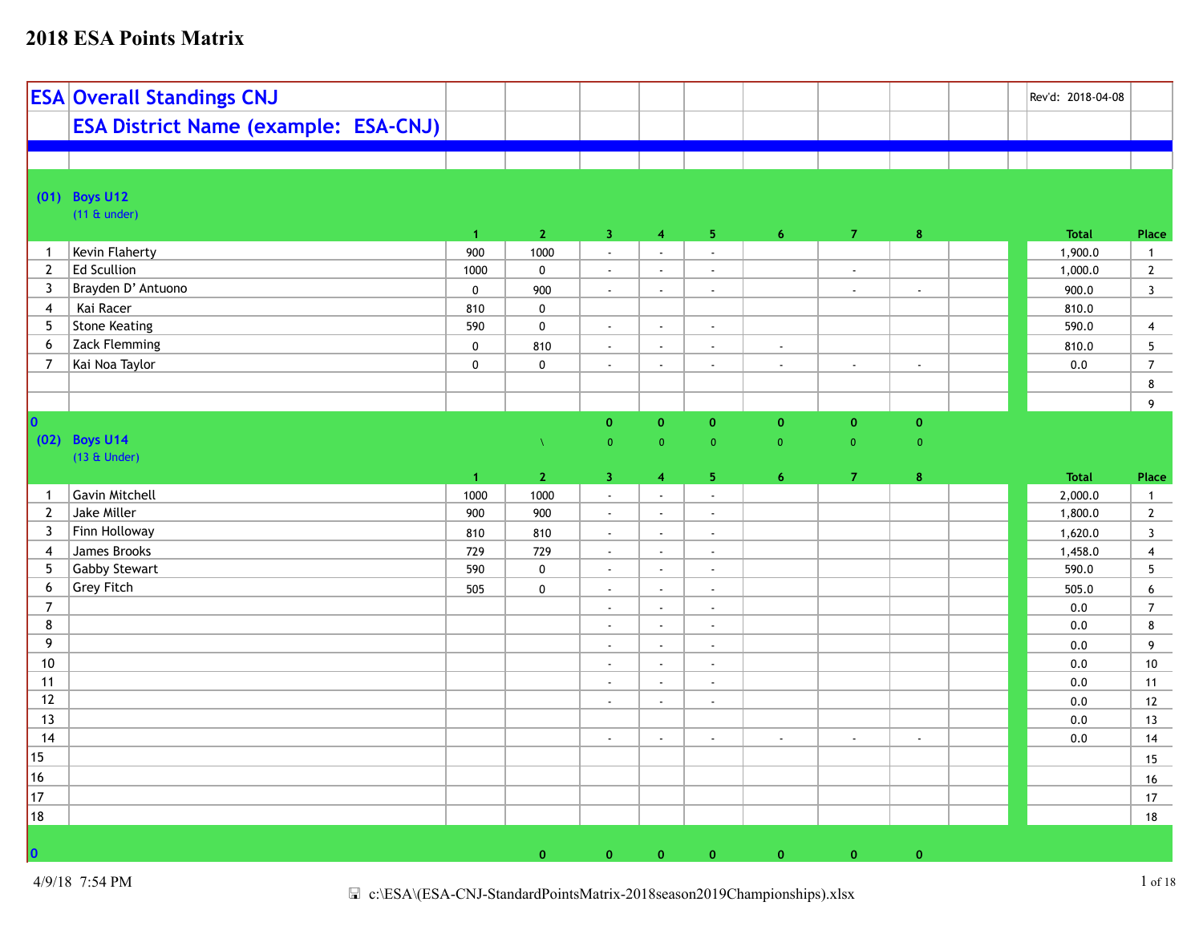# 2018 ESA Points Matrix

## ESA Overall Standings CNJ

Rev'd: 2018-04-08

### ESA District Name (example: ESA-CNJ)

**(01) Boys U12**
(11 & under)

| | Name | 1 | 2 | 3 | 4 | 5 | 6 | 7 | 8 | Total | Place |
|---|---|---|---|---|---|---|---|---|---|---|---|
| 1 | Kevin Flaherty | 900 | 1000 | - | - | - | | | | 1,900.0 | 1 |
| 2 | Ed Scullion | 1000 | 0 | - | - | - | | - | | 1,000.0 | 2 |
| 3 | Brayden D' Antuono | 0 | 900 | - | - | - | | - | - | 900.0 | 3 |
| 4 | Kai Racer | 810 | 0 | | | | | | | 810.0 | |
| 5 | Stone Keating | 590 | 0 | - | - | - | | | | 590.0 | 4 |
| 6 | Zack Flemming | 0 | 810 | - | - | - | - | | | 810.0 | 5 |
| 7 | Kai Noa Taylor | 0 | 0 | - | - | - | - | - | - | 0.0 | 7 |
| | | | | | | | | | | | 8 |
| | | | | | | | | | | | 9 |
| 0 | | | | 0 | 0 | 0 | 0 | 0 | 0 | | |

**(02) Boys U14**
(13 & Under)

| | Name | 1 | 2 | 3 | 4 | 5 | 6 | 7 | 8 | Total | Place |
|---|---|---|---|---|---|---|---|---|---|---|---|
| | | | \ | 0 | 0 | 0 | 0 | 0 | 0 | | |
| 1 | Gavin Mitchell | 1000 | 1000 | - | - | - | | | | 2,000.0 | 1 |
| 2 | Jake Miller | 900 | 900 | - | - | - | | | | 1,800.0 | 2 |
| 3 | Finn Holloway | 810 | 810 | - | - | - | | | | 1,620.0 | 3 |
| 4 | James Brooks | 729 | 729 | - | - | - | | | | 1,458.0 | 4 |
| 5 | Gabby Stewart | 590 | 0 | - | - | - | | | | 590.0 | 5 |
| 6 | Grey Fitch | 505 | 0 | - | - | - | | | | 505.0 | 6 |
| 7 | | | | - | - | - | | | | 0.0 | 7 |
| 8 | | | | - | - | - | | | | 0.0 | 8 |
| 9 | | | | - | - | - | | | | 0.0 | 9 |
| 10 | | | | - | - | - | | | | 0.0 | 10 |
| 11 | | | | - | - | - | | | | 0.0 | 11 |
| 12 | | | | - | - | - | | | | 0.0 | 12 |
| 13 | | | | | | | | | | 0.0 | 13 |
| 14 | | | | - | - | - | - | - | - | 0.0 | 14 |
| 15 | | | | | | | | | | | 15 |
| 16 | | | | | | | | | | | 16 |
| 17 | | | | | | | | | | | 17 |
| 18 | | | | | | | | | | | 18 |
| 0 | | | 0 | 0 | 0 | 0 | 0 | 0 | 0 | | |

4/9/18 7:54 PM

c:\ESA\(ESA-CNJ-StandardPointsMatrix-2018season2019Championships).xlsx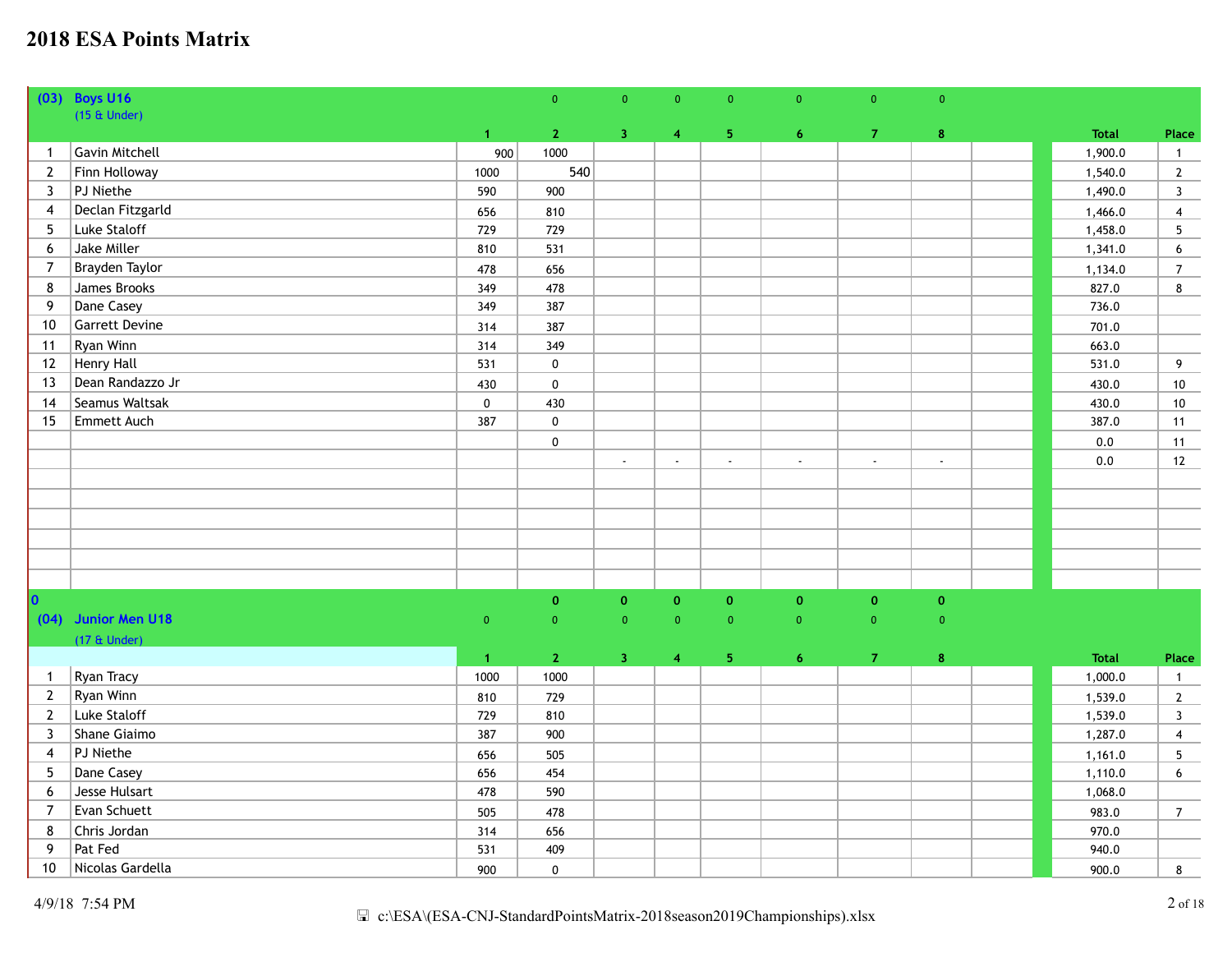# 2018 ESA Points Matrix

| (03) | Boys U16 (15 & Under) | | 0 | 0 | 0 | 0 | 0 | 0 | 0 | | | |
|---|---|---|---|---|---|---|---|---|---|---|---|---|
| | | 1 | 2 | 3 | 4 | 5 | 6 | 7 | 8 | | Total | Place |
| 1 | Gavin Mitchell | 900 | 1000 | | | | | | | | 1,900.0 | 1 |
| 2 | Finn Holloway | 1000 | 540 | | | | | | | | 1,540.0 | 2 |
| 3 | PJ Niethe | 590 | 900 | | | | | | | | 1,490.0 | 3 |
| 4 | Declan Fitzgarld | 656 | 810 | | | | | | | | 1,466.0 | 4 |
| 5 | Luke Staloff | 729 | 729 | | | | | | | | 1,458.0 | 5 |
| 6 | Jake Miller | 810 | 531 | | | | | | | | 1,341.0 | 6 |
| 7 | Brayden Taylor | 478 | 656 | | | | | | | | 1,134.0 | 7 |
| 8 | James Brooks | 349 | 478 | | | | | | | | 827.0 | 8 |
| 9 | Dane Casey | 349 | 387 | | | | | | | | 736.0 | |
| 10 | Garrett Devine | 314 | 387 | | | | | | | | 701.0 | |
| 11 | Ryan Winn | 314 | 349 | | | | | | | | 663.0 | |
| 12 | Henry Hall | 531 | 0 | | | | | | | | 531.0 | 9 |
| 13 | Dean Randazzo Jr | 430 | 0 | | | | | | | | 430.0 | 10 |
| 14 | Seamus Waltsak | 0 | 430 | | | | | | | | 430.0 | 10 |
| 15 | Emmett Auch | 387 | 0 | | | | | | | | 387.0 | 11 |
| | | | 0 | | | | | | | | 0.0 | 11 |
| | | | | - | - | - | - | - | - | | 0.0 | 12 |

| 0 | | | 0 | 0 | 0 | 0 | 0 | 0 | 0 | | | |
|---|---|---|---|---|---|---|---|---|---|---|---|---|
| (04) | Junior Men U18 (17 & Under) | 0 | 0 | 0 | 0 | 0 | 0 | 0 | 0 | | | |
| | | 1 | 2 | 3 | 4 | 5 | 6 | 7 | 8 | | Total | Place |
| 1 | Ryan Tracy | 1000 | 1000 | | | | | | | | 1,000.0 | 1 |
| 2 | Ryan Winn | 810 | 729 | | | | | | | | 1,539.0 | 2 |
| 2 | Luke Staloff | 729 | 810 | | | | | | | | 1,539.0 | 3 |
| 3 | Shane Giaimo | 387 | 900 | | | | | | | | 1,287.0 | 4 |
| 4 | PJ Niethe | 656 | 505 | | | | | | | | 1,161.0 | 5 |
| 5 | Dane Casey | 656 | 454 | | | | | | | | 1,110.0 | 6 |
| 6 | Jesse Hulsart | 478 | 590 | | | | | | | | 1,068.0 | |
| 7 | Evan Schuett | 505 | 478 | | | | | | | | 983.0 | 7 |
| 8 | Chris Jordan | 314 | 656 | | | | | | | | 970.0 | |
| 9 | Pat Fed | 531 | 409 | | | | | | | | 940.0 | |
| 10 | Nicolas Gardella | 900 | 0 | | | | | | | | 900.0 | 8 |

4/9/18 7:54 PM

c:\ESA\(ESA-CNJ-StandardPointsMatrix-2018season2019Championships).xlsx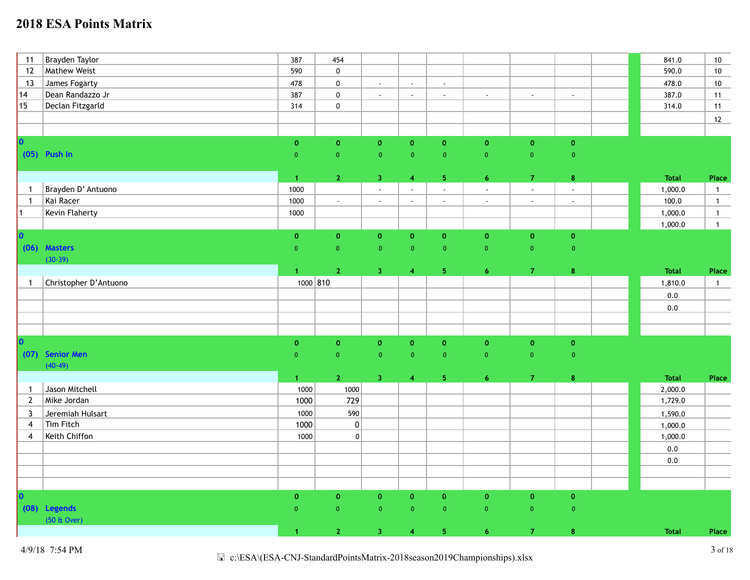# 2018 ESA Points Matrix

| | | | | | | | | | | | | Total | Place |
|---|---|---|---|---|---|---|---|---|---|---|---|---|---|
| 11 | Brayden Taylor | 387 | 454 | | | | | | | | | 841.0 | 10 |
| 12 | Mathew Weist | 590 | 0 | | | | | | | | | 590.0 | 10 |
| 13 | James Fogarty | 478 | 0 | - | - | - | | | | | | 478.0 | 10 |
| 14 | Dean Randazzo Jr | 387 | 0 | - | - | - | - | - | - | | | 387.0 | 11 |
| 15 | Declan Fitzgarld | 314 | 0 | | | | | | | | | 314.0 | 11 |
| | | | | | | | | | | | | | 12 |

| 0 | | 0 | 0 | 0 | 0 | 0 | 0 | 0 | 0 | | | | |
|---|---|---|---|---|---|---|---|---|---|---|---|---|---|
| (05) | Push In | 0 | 0 | 0 | 0 | 0 | 0 | 0 | 0 | | | | |
| | | 1 | 2 | 3 | 4 | 5 | 6 | 7 | 8 | | | Total | Place |
| 1 | Brayden D' Antuono | 1000 | | - | - | - | - | - | - | | | 1,000.0 | 1 |
| 1 | Kai Racer | 1000 | - | - | - | - | - | - | - | | | 100.0 | 1 |
| 1 | Kevin Flaherty | 1000 | | | | | | | | | | 1,000.0 | 1 |
| | | | | | | | | | | | | 1,000.0 | 1 |

| 0 | | 0 | 0 | 0 | 0 | 0 | 0 | 0 | 0 | | | | |
|---|---|---|---|---|---|---|---|---|---|---|---|---|---|
| (06) | Masters (30-39) | 0 | 0 | 0 | 0 | 0 | 0 | 0 | 0 | | | | |
| | | 1 | 2 | 3 | 4 | 5 | 6 | 7 | 8 | | | Total | Place |
| 1 | Christopher D'Antuono | 1000 | 810 | | | | | | | | | 1,810.0 | 1 |
| | | | | | | | | | | | | 0.0 | |
| | | | | | | | | | | | | 0.0 | |

| 0 | | 0 | 0 | 0 | 0 | 0 | 0 | 0 | 0 | | | | |
|---|---|---|---|---|---|---|---|---|---|---|---|---|---|
| (07) | Senior Men (40-49) | 0 | 0 | 0 | 0 | 0 | 0 | 0 | 0 | | | | |
| | | 1 | 2 | 3 | 4 | 5 | 6 | 7 | 8 | | | Total | Place |
| 1 | Jason Mitchell | 1000 | 1000 | | | | | | | | | 2,000.0 | |
| 2 | Mike Jordan | 1000 | 729 | | | | | | | | | 1,729.0 | |
| 3 | Jeremiah Hulsart | 1000 | 590 | | | | | | | | | 1,590.0 | |
| 4 | Tim Fitch | 1000 | 0 | | | | | | | | | 1,000.0 | |
| 4 | Keith Chiffon | 1000 | 0 | | | | | | | | | 1,000.0 | |
| | | | | | | | | | | | | 0.0 | |
| | | | | | | | | | | | | 0.0 | |

| 0 | | 0 | 0 | 0 | 0 | 0 | 0 | 0 | 0 | | | | |
|---|---|---|---|---|---|---|---|---|---|---|---|---|---|
| (08) | Legends (50 & Over) | 0 | 0 | 0 | 0 | 0 | 0 | 0 | 0 | | | | |
| | | 1 | 2 | 3 | 4 | 5 | 6 | 7 | 8 | | | Total | Place |

4/9/18 7:54 PM

c:\ESA\(ESA-CNJ-StandardPointsMatrix-2018season2019Championships).xlsx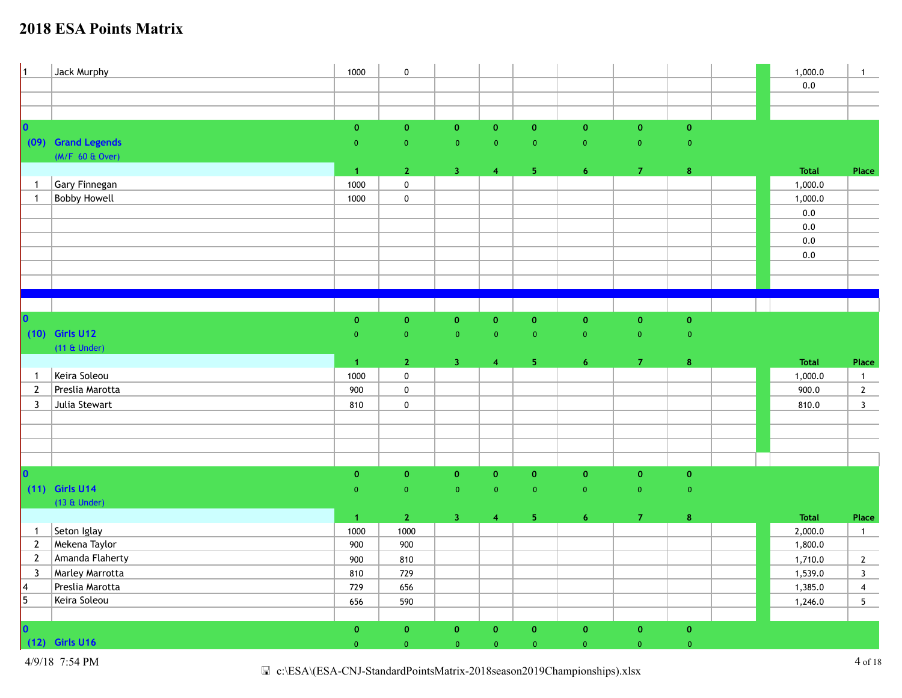# 2018 ESA Points Matrix

| | | 1 | 2 | 3 | 4 | 5 | 6 | 7 | 8 | | Total | Place |
|---|---|---|---|---|---|---|---|---|---|---|---|---|
| 1 | Jack Murphy | 1000 | 0 | | | | | | | | 1,000.0 | 1 |
| | | | | | | | | | | | 0.0 | |

## (09) Grand Legends (M/F 60 & Over)

| | | 1 | 2 | 3 | 4 | 5 | 6 | 7 | 8 | | Total | Place |
|---|---|---|---|---|---|---|---|---|---|---|---|---|
| 0 | | 0 | 0 | 0 | 0 | 0 | 0 | 0 | 0 | | | |
| | | 0 | 0 | 0 | 0 | 0 | 0 | 0 | 0 | | | |
| 1 | Gary Finnegan | 1000 | 0 | | | | | | | | 1,000.0 | |
| 1 | Bobby Howell | 1000 | 0 | | | | | | | | 1,000.0 | |
| | | | | | | | | | | | 0.0 | |
| | | | | | | | | | | | 0.0 | |
| | | | | | | | | | | | 0.0 | |
| | | | | | | | | | | | 0.0 | |

## (10) Girls U12 (11 & Under)

| | | 1 | 2 | 3 | 4 | 5 | 6 | 7 | 8 | | Total | Place |
|---|---|---|---|---|---|---|---|---|---|---|---|---|
| 0 | | 0 | 0 | 0 | 0 | 0 | 0 | 0 | 0 | | | |
| | | 0 | 0 | 0 | 0 | 0 | 0 | 0 | 0 | | | |
| 1 | Keira Soleou | 1000 | 0 | | | | | | | | 1,000.0 | 1 |
| 2 | Preslia Marotta | 900 | 0 | | | | | | | | 900.0 | 2 |
| 3 | Julia Stewart | 810 | 0 | | | | | | | | 810.0 | 3 |

## (11) Girls U14 (13 & Under)

| | | 1 | 2 | 3 | 4 | 5 | 6 | 7 | 8 | | Total | Place |
|---|---|---|---|---|---|---|---|---|---|---|---|---|
| 0 | | 0 | 0 | 0 | 0 | 0 | 0 | 0 | 0 | | | |
| | | 0 | 0 | 0 | 0 | 0 | 0 | 0 | 0 | | | |
| 1 | Seton Iglay | 1000 | 1000 | | | | | | | | 2,000.0 | 1 |
| 2 | Mekena Taylor | 900 | 900 | | | | | | | | 1,800.0 | |
| 2 | Amanda Flaherty | 900 | 810 | | | | | | | | 1,710.0 | 2 |
| 3 | Marley Marrotta | 810 | 729 | | | | | | | | 1,539.0 | 3 |
| 4 | Preslia Marotta | 729 | 656 | | | | | | | | 1,385.0 | 4 |
| 5 | Keira Soleou | 656 | 590 | | | | | | | | 1,246.0 | 5 |

## (12) Girls U16

| | | 1 | 2 | 3 | 4 | 5 | 6 | 7 | 8 | | Total | Place |
|---|---|---|---|---|---|---|---|---|---|---|---|---|
| 0 | | 0 | 0 | 0 | 0 | 0 | 0 | 0 | 0 | | | |
| | | 0 | 0 | 0 | 0 | 0 | 0 | 0 | 0 | | | |

4/9/18 7:54 PM

c:\ESA\(ESA-CNJ-StandardPointsMatrix-2018season2019Championships).xlsx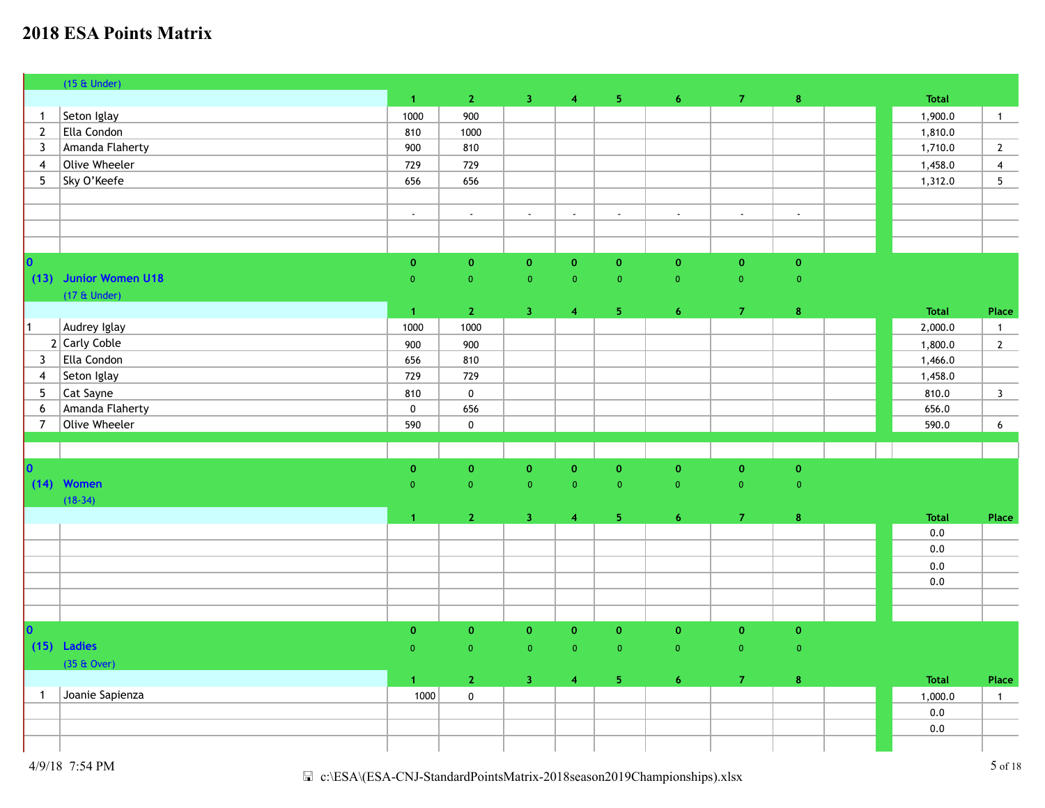# 2018 ESA Points Matrix

(15 & Under)

| | | 1 | 2 | 3 | 4 | 5 | 6 | 7 | 8 | | Total | |
|---|---|---|---|---|---|---|---|---|---|---|---|---|
| 1 | Seton Iglay | 1000 | 900 | | | | | | | | 1,900.0 | 1 |
| 2 | Ella Condon | 810 | 1000 | | | | | | | | 1,810.0 | |
| 3 | Amanda Flaherty | 900 | 810 | | | | | | | | 1,710.0 | 2 |
| 4 | Olive Wheeler | 729 | 729 | | | | | | | | 1,458.0 | 4 |
| 5 | Sky O'Keefe | 656 | 656 | | | | | | | | 1,312.0 | 5 |
| | | | | | | | | | | | | |
| | | - | - | - | - | - | - | - | - | | | |
| | | | | | | | | | | | | |
| | | | | | | | | | | | | |

| | | 1 | 2 | 3 | 4 | 5 | 6 | 7 | 8 | | Total | Place |
|---|---|---|---|---|---|---|---|---|---|---|---|---|
| 0 | | 0 | 0 | 0 | 0 | 0 | 0 | 0 | 0 | | | |
| (13) | **Junior Women U18** (17 & Under) | 0 | 0 | 0 | 0 | 0 | 0 | 0 | 0 | | | |
| 1 | Audrey Iglay | 1000 | 1000 | | | | | | | | 2,000.0 | 1 |
| 2 | Carly Coble | 900 | 900 | | | | | | | | 1,800.0 | 2 |
| 3 | Ella Condon | 656 | 810 | | | | | | | | 1,466.0 | |
| 4 | Seton Iglay | 729 | 729 | | | | | | | | 1,458.0 | |
| 5 | Cat Sayne | 810 | 0 | | | | | | | | 810.0 | 3 |
| 6 | Amanda Flaherty | 0 | 656 | | | | | | | | 656.0 | |
| 7 | Olive Wheeler | 590 | 0 | | | | | | | | 590.0 | 6 |

| | | 1 | 2 | 3 | 4 | 5 | 6 | 7 | 8 | | Total | Place |
|---|---|---|---|---|---|---|---|---|---|---|---|---|
| 0 | | 0 | 0 | 0 | 0 | 0 | 0 | 0 | 0 | | | |
| (14) | **Women** (18-34) | 0 | 0 | 0 | 0 | 0 | 0 | 0 | 0 | | | |
| | | | | | | | | | | | 0.0 | |
| | | | | | | | | | | | 0.0 | |
| | | | | | | | | | | | 0.0 | |
| | | | | | | | | | | | 0.0 | |
| | | | | | | | | | | | | |
| | | | | | | | | | | | | |

| | | 1 | 2 | 3 | 4 | 5 | 6 | 7 | 8 | | Total | Place |
|---|---|---|---|---|---|---|---|---|---|---|---|---|
| 0 | | 0 | 0 | 0 | 0 | 0 | 0 | 0 | 0 | | | |
| (15) | **Ladies** (35 & Over) | 0 | 0 | 0 | 0 | 0 | 0 | 0 | 0 | | | |
| 1 | Joanie Sapienza | 1000 | 0 | | | | | | | | 1,000.0 | 1 |
| | | | | | | | | | | | 0.0 | |
| | | | | | | | | | | | 0.0 | |
| | | | | | | | | | | | | |

4/9/18 7:54 PM

c:\ESA\(ESA-CNJ-StandardPointsMatrix-2018season2019Championships).xlsx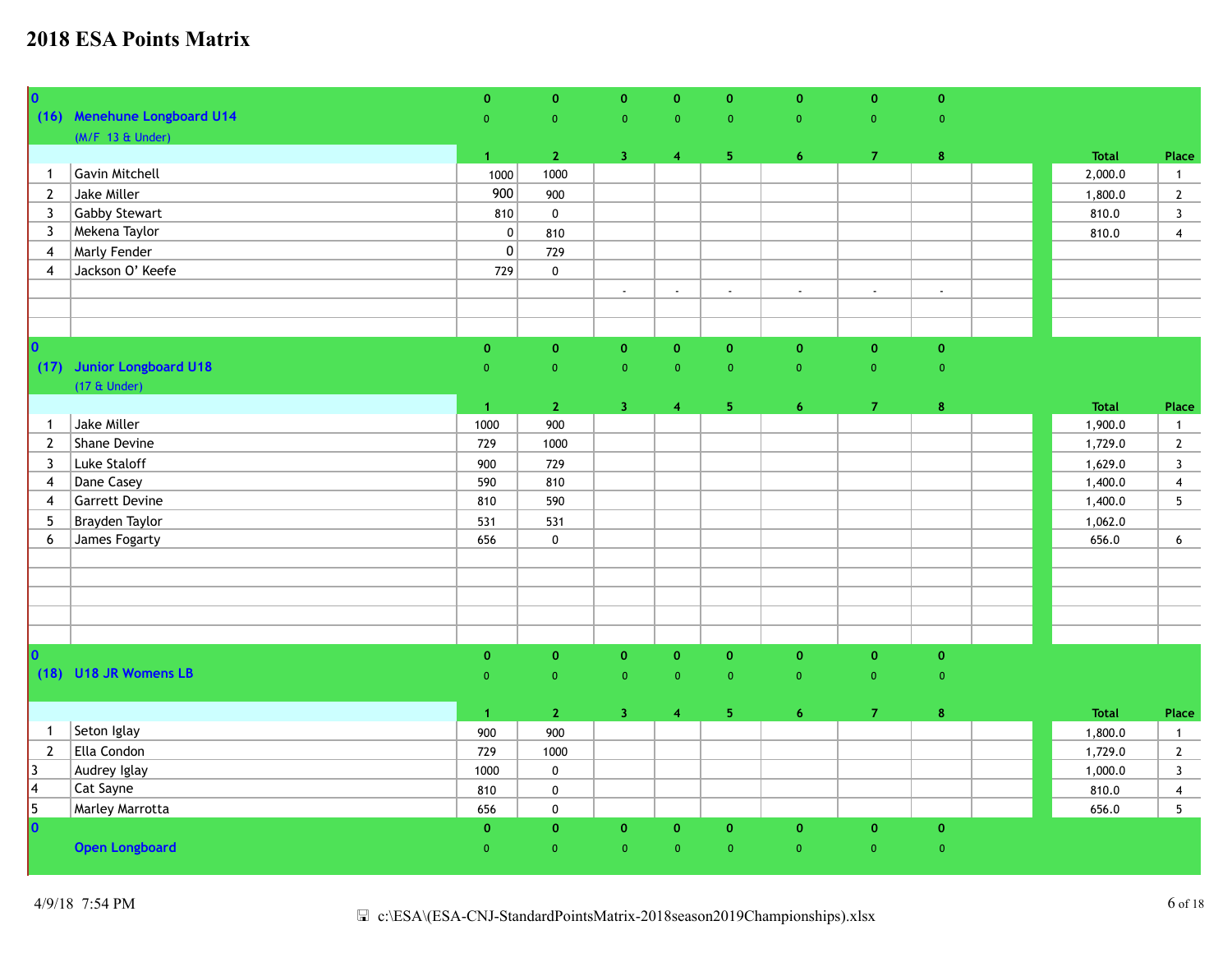# 2018 ESA Points Matrix

| 0 | | 0 | 0 | 0 | 0 | 0 | 0 | 0 | 0 | | | |
|---|---|---|---|---|---|---|---|---|---|---|---|---|
| (16) | Menehune Longboard U14 | 0 | 0 | 0 | 0 | 0 | 0 | 0 | 0 | | | |
| | (M/F 13 & Under) | | | | | | | | | | | |
| | | 1 | 2 | 3 | 4 | 5 | 6 | 7 | 8 | | Total | Place |
| 1 | Gavin Mitchell | 1000 | 1000 | | | | | | | | 2,000.0 | 1 |
| 2 | Jake Miller | 900 | 900 | | | | | | | | 1,800.0 | 2 |
| 3 | Gabby Stewart | 810 | 0 | | | | | | | | 810.0 | 3 |
| 3 | Mekena Taylor | 0 | 810 | | | | | | | | 810.0 | 4 |
| 4 | Marly Fender | 0 | 729 | | | | | | | | | |
| 4 | Jackson O' Keefe | 729 | 0 | | | | | | | | | |
| | | | | - | - | - | - | - | - | | | |

| 0 | | 0 | 0 | 0 | 0 | 0 | 0 | 0 | 0 | | | |
|---|---|---|---|---|---|---|---|---|---|---|---|---|
| (17) | Junior Longboard U18 | 0 | 0 | 0 | 0 | 0 | 0 | 0 | 0 | | | |
| | (17 & Under) | | | | | | | | | | | |
| | | 1 | 2 | 3 | 4 | 5 | 6 | 7 | 8 | | Total | Place |
| 1 | Jake Miller | 1000 | 900 | | | | | | | | 1,900.0 | 1 |
| 2 | Shane Devine | 729 | 1000 | | | | | | | | 1,729.0 | 2 |
| 3 | Luke Staloff | 900 | 729 | | | | | | | | 1,629.0 | 3 |
| 4 | Dane Casey | 590 | 810 | | | | | | | | 1,400.0 | 4 |
| 4 | Garrett Devine | 810 | 590 | | | | | | | | 1,400.0 | 5 |
| 5 | Brayden Taylor | 531 | 531 | | | | | | | | 1,062.0 | |
| 6 | James Fogarty | 656 | 0 | | | | | | | | 656.0 | 6 |

| 0 | | 0 | 0 | 0 | 0 | 0 | 0 | 0 | 0 | | | |
|---|---|---|---|---|---|---|---|---|---|---|---|---|
| (18) | U18 JR Womens LB | 0 | 0 | 0 | 0 | 0 | 0 | 0 | 0 | | | |
| | | 1 | 2 | 3 | 4 | 5 | 6 | 7 | 8 | | Total | Place |
| 1 | Seton Iglay | 900 | 900 | | | | | | | | 1,800.0 | 1 |
| 2 | Ella Condon | 729 | 1000 | | | | | | | | 1,729.0 | 2 |
| 3 | Audrey Iglay | 1000 | 0 | | | | | | | | 1,000.0 | 3 |
| 4 | Cat Sayne | 810 | 0 | | | | | | | | 810.0 | 4 |
| 5 | Marley Marrotta | 656 | 0 | | | | | | | | 656.0 | 5 |

| 0 | | 0 | 0 | 0 | 0 | 0 | 0 | 0 | 0 |
|---|---|---|---|---|---|---|---|---|---|
| | Open Longboard | 0 | 0 | 0 | 0 | 0 | 0 | 0 | 0 |

4/9/18 7:54 PM

c:\ESA\(ESA-CNJ-StandardPointsMatrix-2018season2019Championships).xlsx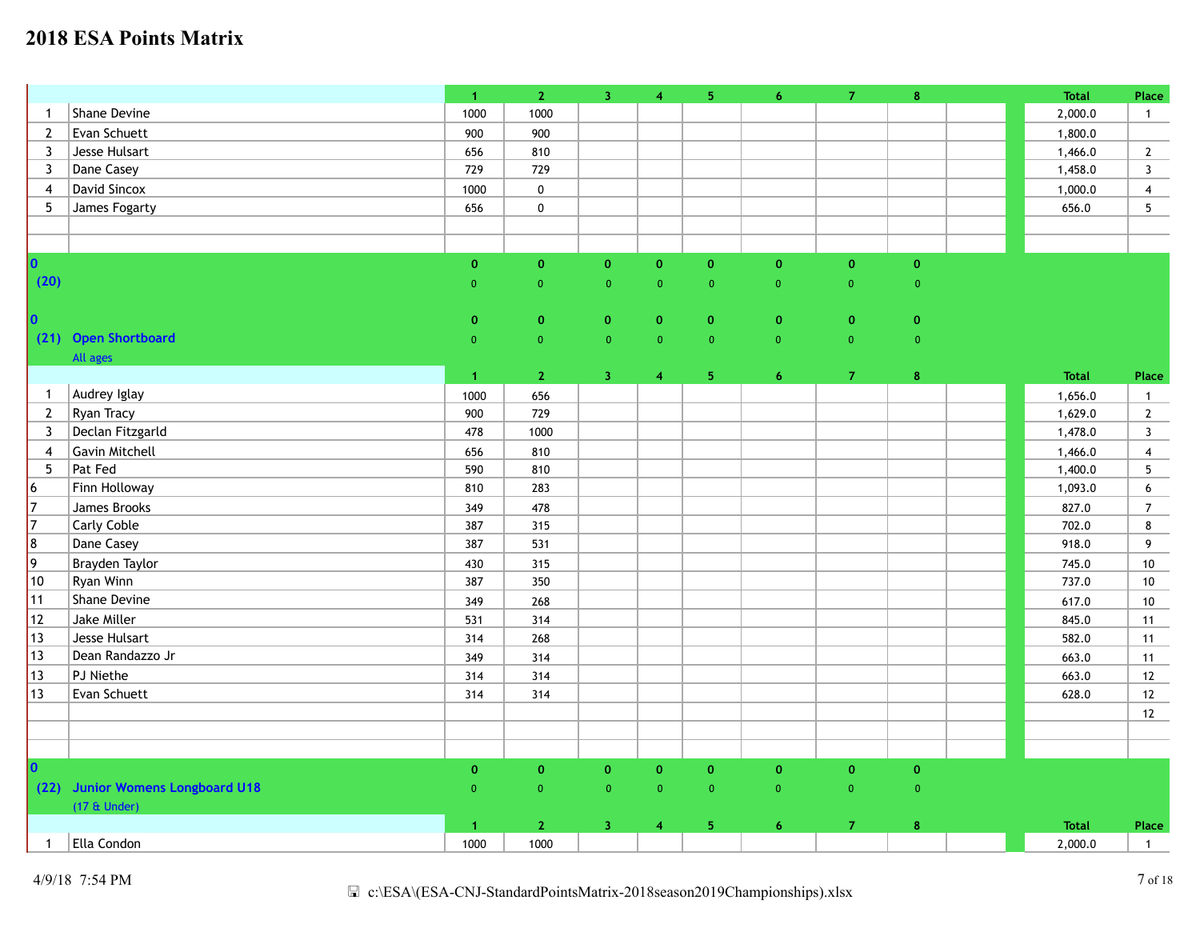# 2018 ESA Points Matrix

| | | 1 | 2 | 3 | 4 | 5 | 6 | 7 | 8 | | Total | Place |
|---|---|---|---|---|---|---|---|---|---|---|---|---|
| 1 | Shane Devine | 1000 | 1000 | | | | | | | | 2,000.0 | 1 |
| 2 | Evan Schuett | 900 | 900 | | | | | | | | 1,800.0 | |
| 3 | Jesse Hulsart | 656 | 810 | | | | | | | | 1,466.0 | 2 |
| 3 | Dane Casey | 729 | 729 | | | | | | | | 1,458.0 | 3 |
| 4 | David Sincox | 1000 | 0 | | | | | | | | 1,000.0 | 4 |
| 5 | James Fogarty | 656 | 0 | | | | | | | | 656.0 | 5 |

| | | | | | | | | | |
|---|---|---|---|---|---|---|---|---|---|
| 0 | | 0 | 0 | 0 | 0 | 0 | 0 | 0 | 0 |
| (20) | | 0 | 0 | 0 | 0 | 0 | 0 | 0 | 0 |

## (21) Open Shortboard

All ages

| | | 1 | 2 | 3 | 4 | 5 | 6 | 7 | 8 | | Total | Place |
|---|---|---|---|---|---|---|---|---|---|---|---|---|
| 0 | | 0 | 0 | 0 | 0 | 0 | 0 | 0 | 0 | | | |
| (21) | Open Shortboard | 0 | 0 | 0 | 0 | 0 | 0 | 0 | 0 | | | |
| 1 | Audrey Iglay | 1000 | 656 | | | | | | | | 1,656.0 | 1 |
| 2 | Ryan Tracy | 900 | 729 | | | | | | | | 1,629.0 | 2 |
| 3 | Declan Fitzgarld | 478 | 1000 | | | | | | | | 1,478.0 | 3 |
| 4 | Gavin Mitchell | 656 | 810 | | | | | | | | 1,466.0 | 4 |
| 5 | Pat Fed | 590 | 810 | | | | | | | | 1,400.0 | 5 |
| 6 | Finn Holloway | 810 | 283 | | | | | | | | 1,093.0 | 6 |
| 7 | James Brooks | 349 | 478 | | | | | | | | 827.0 | 7 |
| 7 | Carly Coble | 387 | 315 | | | | | | | | 702.0 | 8 |
| 8 | Dane Casey | 387 | 531 | | | | | | | | 918.0 | 9 |
| 9 | Brayden Taylor | 430 | 315 | | | | | | | | 745.0 | 10 |
| 10 | Ryan Winn | 387 | 350 | | | | | | | | 737.0 | 10 |
| 11 | Shane Devine | 349 | 268 | | | | | | | | 617.0 | 10 |
| 12 | Jake Miller | 531 | 314 | | | | | | | | 845.0 | 11 |
| 13 | Jesse Hulsart | 314 | 268 | | | | | | | | 582.0 | 11 |
| 13 | Dean Randazzo Jr | 349 | 314 | | | | | | | | 663.0 | 11 |
| 13 | PJ Niethe | 314 | 314 | | | | | | | | 663.0 | 12 |
| 13 | Evan Schuett | 314 | 314 | | | | | | | | 628.0 | 12 |
| | | | | | | | | | | | | 12 |

## (22) Junior Womens Longboard U18

(17 & Under)

| | | 1 | 2 | 3 | 4 | 5 | 6 | 7 | 8 | | Total | Place |
|---|---|---|---|---|---|---|---|---|---|---|---|---|
| 0 | | 0 | 0 | 0 | 0 | 0 | 0 | 0 | 0 | | | |
| (22) | Junior Womens Longboard U18 | 0 | 0 | 0 | 0 | 0 | 0 | 0 | 0 | | | |
| 1 | Ella Condon | 1000 | 1000 | | | | | | | | 2,000.0 | 1 |

4/9/18 7:54 PM

c:\ESA\(ESA-CNJ-StandardPointsMatrix-2018season2019Championships).xlsx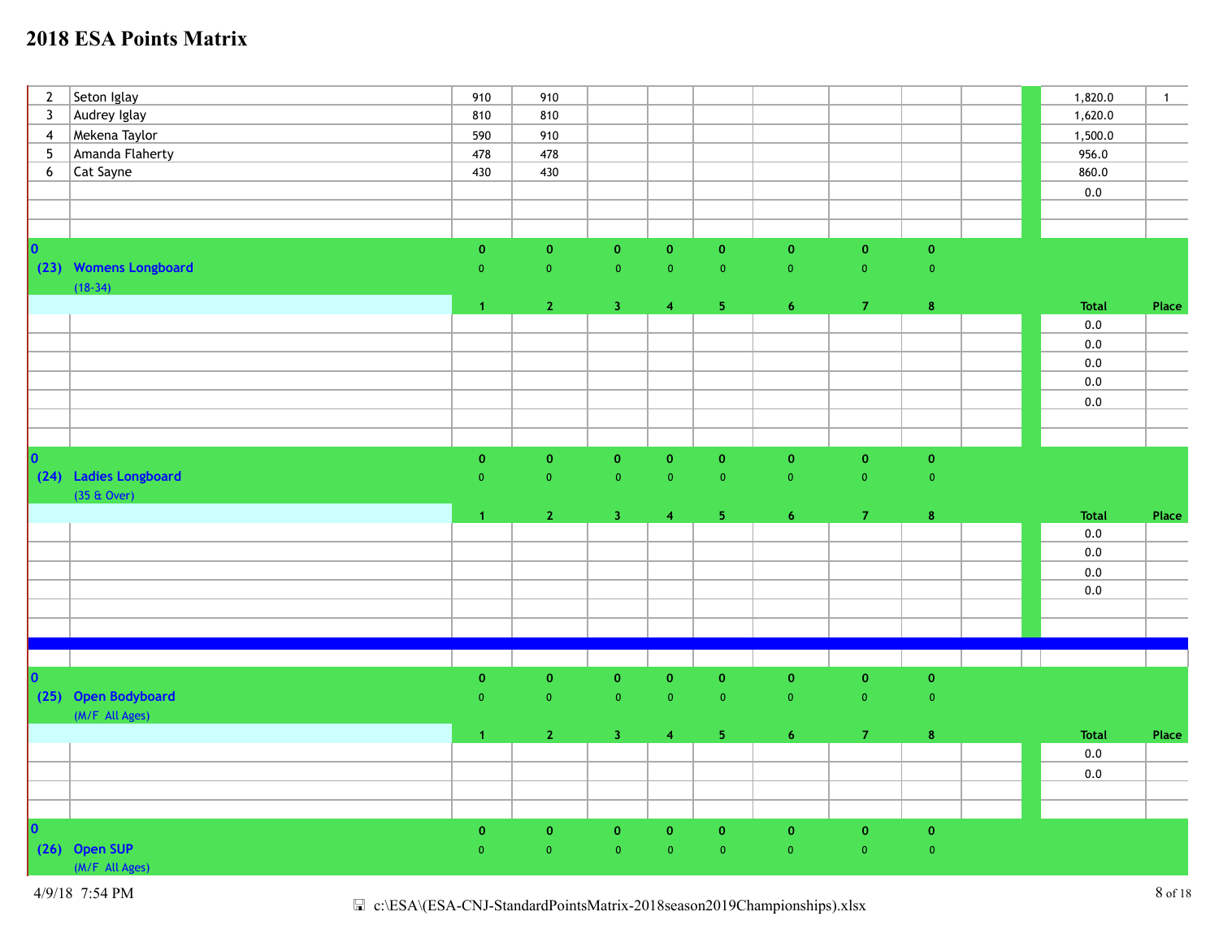# 2018 ESA Points Matrix

| | | | | | | | | | | | Total | Place |
|---|---|---|---|---|---|---|---|---|---|---|---|---|
| 2 | Seton Iglay | 910 | 910 | | | | | | | | 1,820.0 | 1 |
| 3 | Audrey Iglay | 810 | 810 | | | | | | | | 1,620.0 | |
| 4 | Mekena Taylor | 590 | 910 | | | | | | | | 1,500.0 | |
| 5 | Amanda Flaherty | 478 | 478 | | | | | | | | 956.0 | |
| 6 | Cat Sayne | 430 | 430 | | | | | | | | 860.0 | |
| | | | | | | | | | | | 0.0 | |

**(23) Womens Longboard** (18-34)

| | | 1 | 2 | 3 | 4 | 5 | 6 | 7 | 8 | | Total | Place |
|---|---|---|---|---|---|---|---|---|---|---|---|---|
| 0 | | 0 | 0 | 0 | 0 | 0 | 0 | 0 | 0 | | | |
| | | 0 | 0 | 0 | 0 | 0 | 0 | 0 | 0 | | | |
| | | | | | | | | | | | 0.0 | |
| | | | | | | | | | | | 0.0 | |
| | | | | | | | | | | | 0.0 | |
| | | | | | | | | | | | 0.0 | |
| | | | | | | | | | | | 0.0 | |

**(24) Ladies Longboard** (35 & Over)

| | | 1 | 2 | 3 | 4 | 5 | 6 | 7 | 8 | | Total | Place |
|---|---|---|---|---|---|---|---|---|---|---|---|---|
| 0 | | 0 | 0 | 0 | 0 | 0 | 0 | 0 | 0 | | | |
| | | 0 | 0 | 0 | 0 | 0 | 0 | 0 | 0 | | | |
| | | | | | | | | | | | 0.0 | |
| | | | | | | | | | | | 0.0 | |
| | | | | | | | | | | | 0.0 | |
| | | | | | | | | | | | 0.0 | |

**(25) Open Bodyboard** (M/F All Ages)

| | | 1 | 2 | 3 | 4 | 5 | 6 | 7 | 8 | | Total | Place |
|---|---|---|---|---|---|---|---|---|---|---|---|---|
| 0 | | 0 | 0 | 0 | 0 | 0 | 0 | 0 | 0 | | | |
| | | 0 | 0 | 0 | 0 | 0 | 0 | 0 | 0 | | | |
| | | | | | | | | | | | 0.0 | |
| | | | | | | | | | | | 0.0 | |

**(26) Open SUP** (M/F All Ages)

| | | | | | | | | | | | | |
|---|---|---|---|---|---|---|---|---|---|---|---|---|
| 0 | | 0 | 0 | 0 | 0 | 0 | 0 | 0 | 0 | | | |
| | | 0 | 0 | 0 | 0 | 0 | 0 | 0 | 0 | | | |

4/9/18 7:54 PM

c:\ESA\(ESA-CNJ-StandardPointsMatrix-2018season2019Championships).xlsx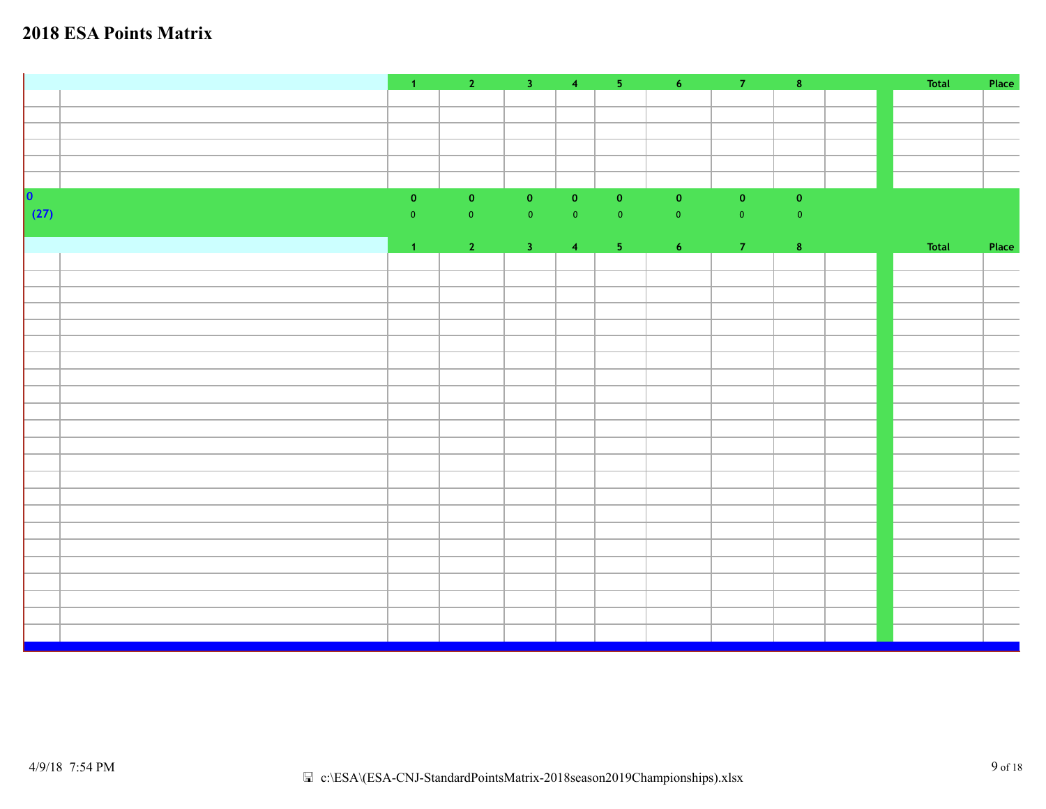# 2018 ESA Points Matrix

| | | 1 | 2 | 3 | 4 | 5 | 6 | 7 | 8 | | | Total | Place |
|---|---|---|---|---|---|---|---|---|---|---|---|---|---|
| | | | | | | | | | | | | | |
| | | | | | | | | | | | | | |
| | | | | | | | | | | | | | |
| | | | | | | | | | | | | | |
| | | | | | | | | | | | | | |
| | | | | | | | | | | | | | |
| 0 | | 0 | 0 | 0 | 0 | 0 | 0 | 0 | 0 | | | | |
| (27) | | 0 | 0 | 0 | 0 | 0 | 0 | 0 | 0 | | | | |

| | | 1 | 2 | 3 | 4 | 5 | 6 | 7 | 8 | | | Total | Place |
|---|---|---|---|---|---|---|---|---|---|---|---|---|---|
| | | | | | | | | | | | | | |
| | | | | | | | | | | | | | |
| | | | | | | | | | | | | | |
| | | | | | | | | | | | | | |
| | | | | | | | | | | | | | |
| | | | | | | | | | | | | | |
| | | | | | | | | | | | | | |
| | | | | | | | | | | | | | |
| | | | | | | | | | | | | | |
| | | | | | | | | | | | | | |
| | | | | | | | | | | | | | |
| | | | | | | | | | | | | | |
| | | | | | | | | | | | | | |
| | | | | | | | | | | | | | |
| | | | | | | | | | | | | | |
| | | | | | | | | | | | | | |
| | | | | | | | | | | | | | |
| | | | | | | | | | | | | | |
| | | | | | | | | | | | | | |
| | | | | | | | | | | | | | |
| | | | | | | | | | | | | | |
| | | | | | | | | | | | | | |
| | | | | | | | | | | | | | |

4/9/18 7:54 PM

c:\ESA\(ESA-CNJ-StandardPointsMatrix-2018season2019Championships).xlsx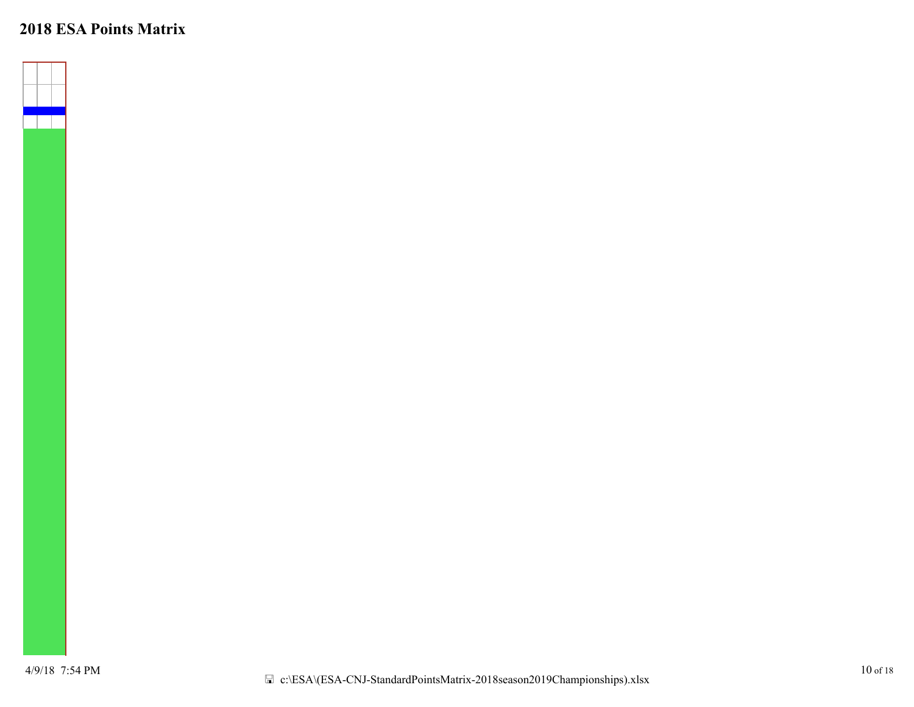# 2018 ESA Points Matrix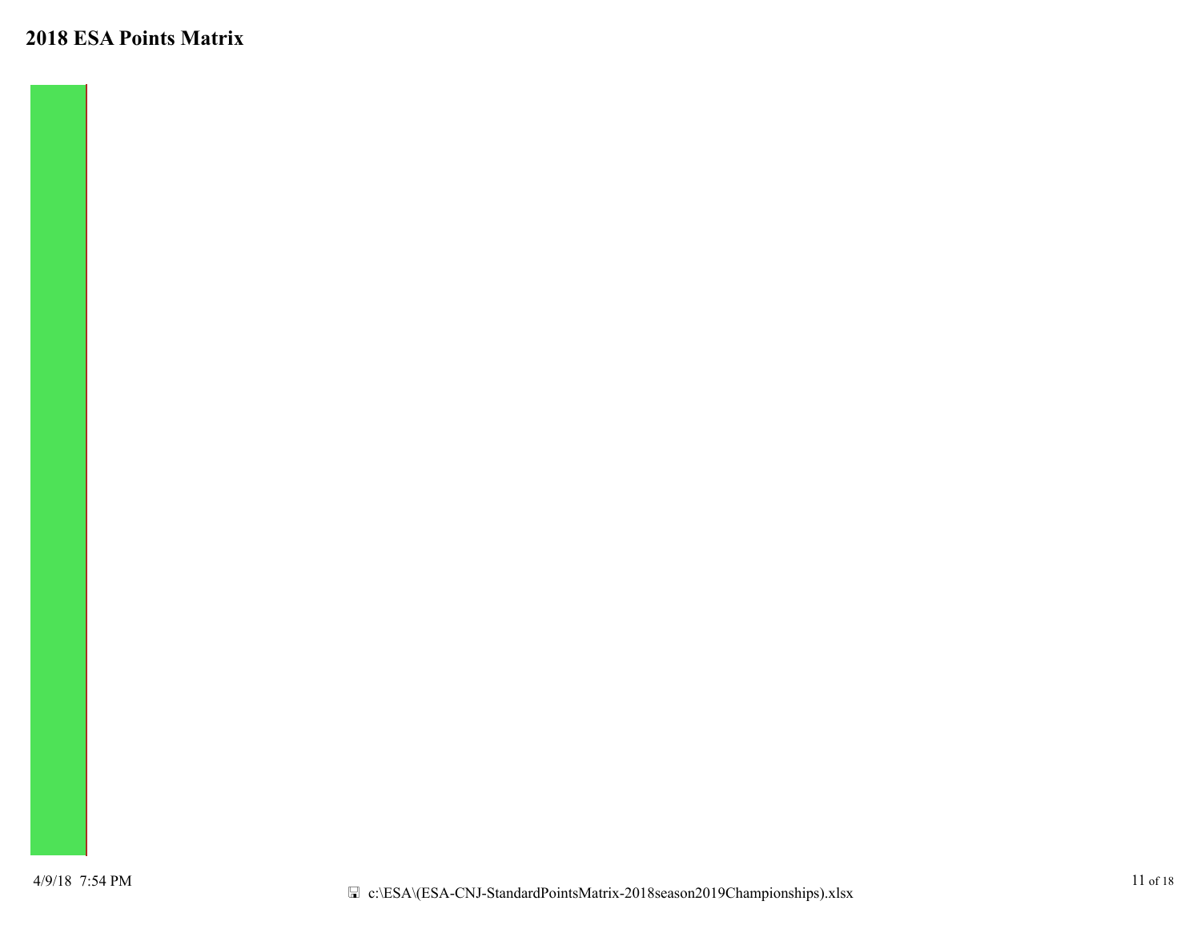**2018 ESA Points Matrix**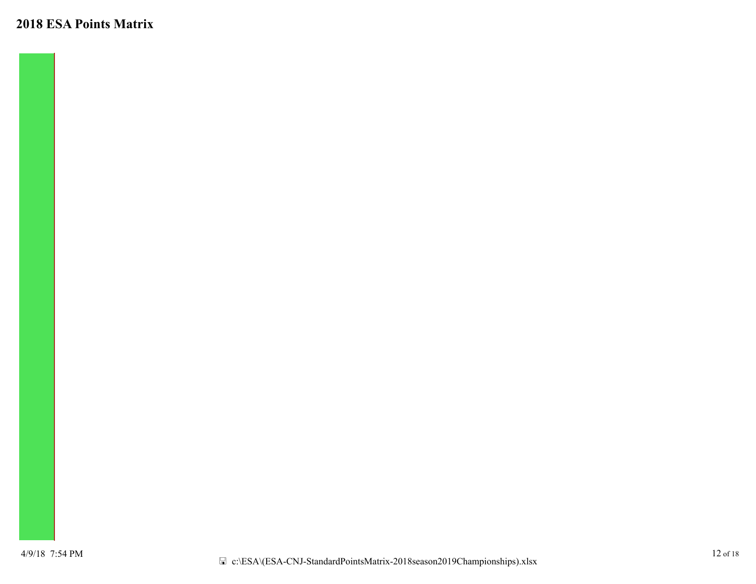## 2018 ESA Points Matrix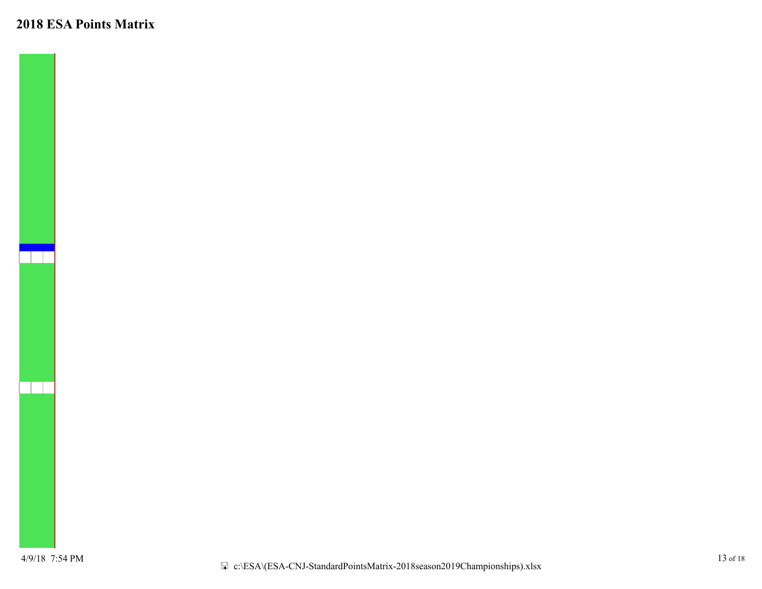# 2018 ESA Points Matrix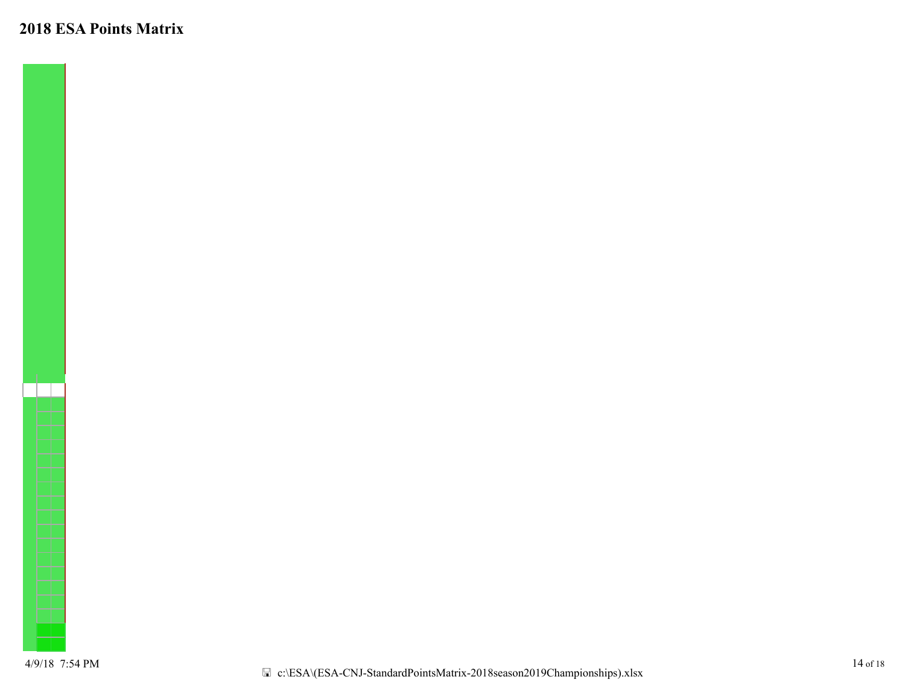# 2018 ESA Points Matrix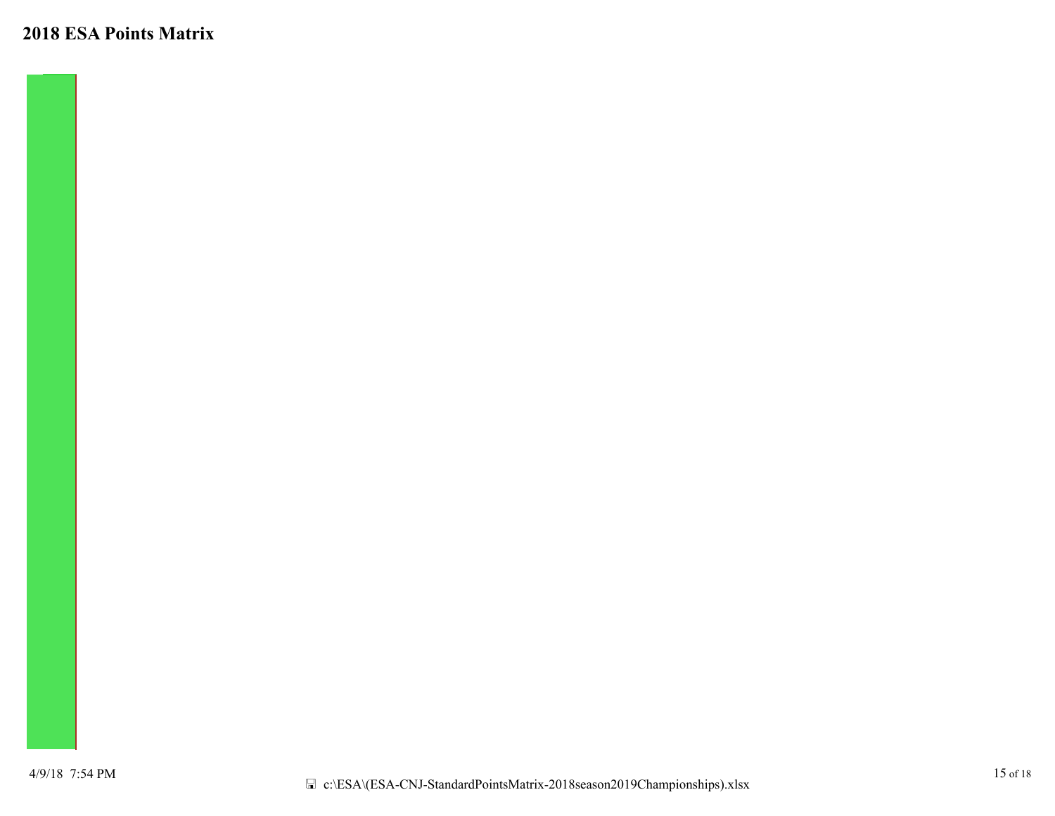# 2018 ESA Points Matrix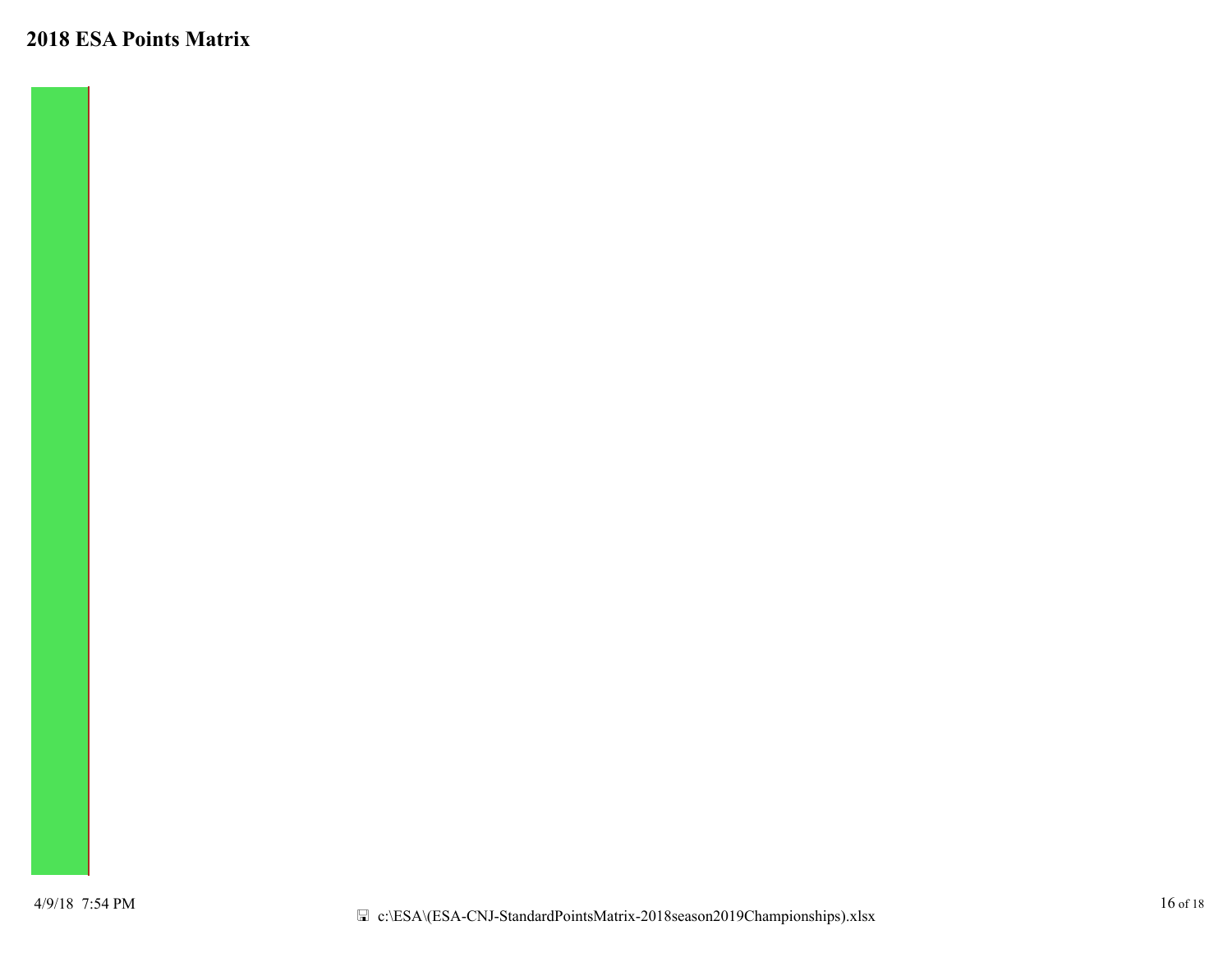**2018 ESA Points Matrix**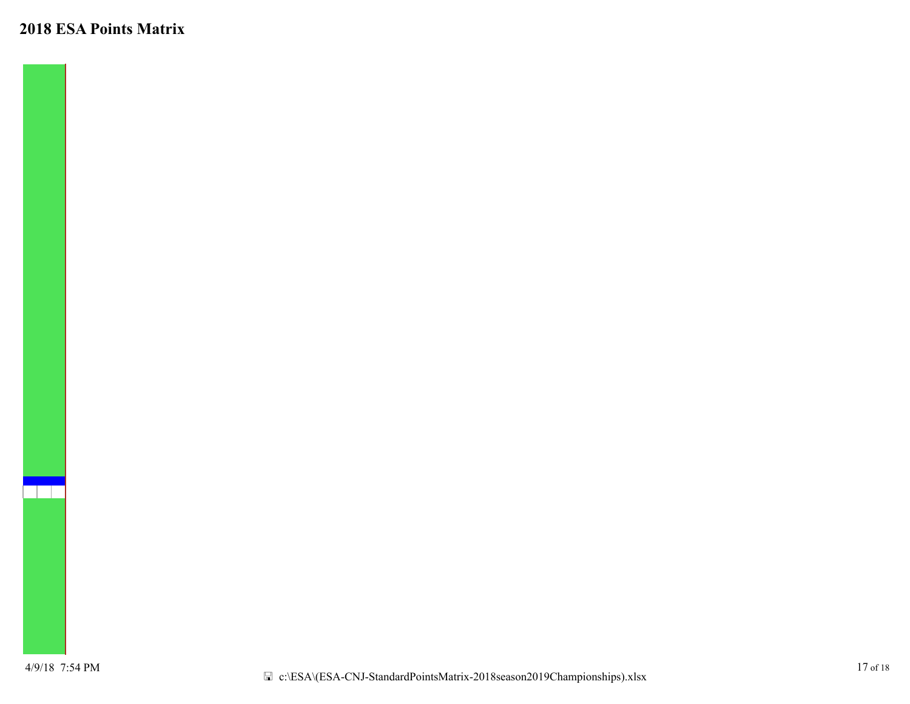# 2018 ESA Points Matrix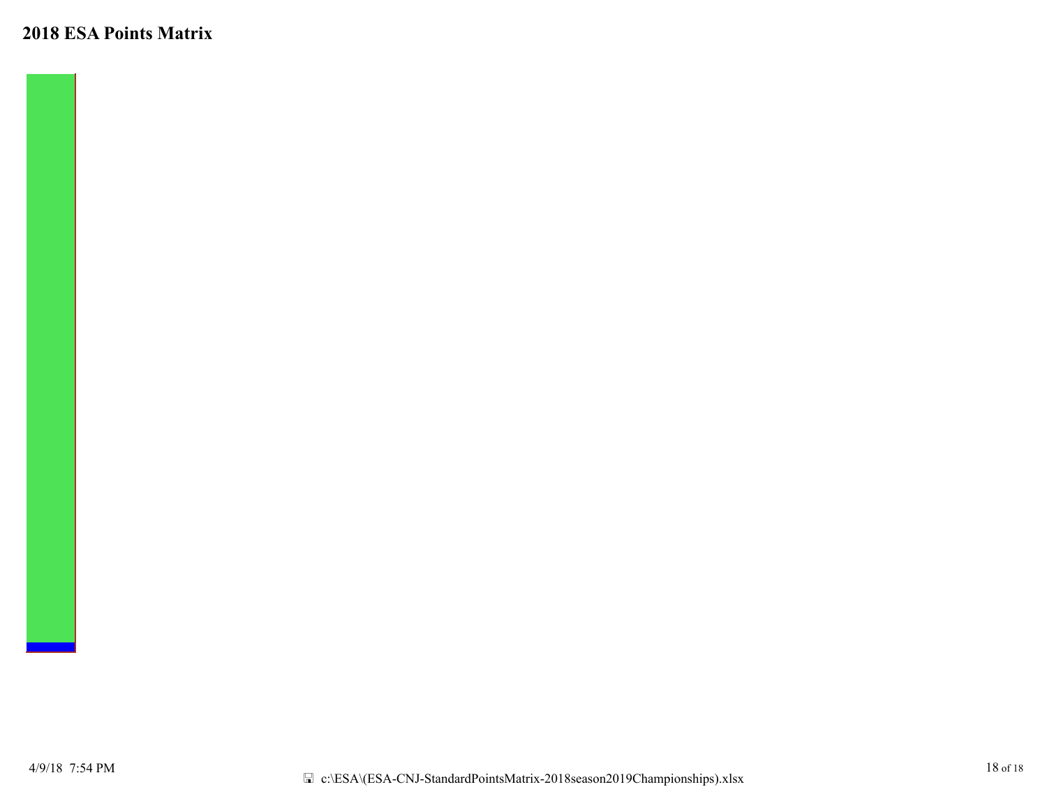# 2018 ESA Points Matrix